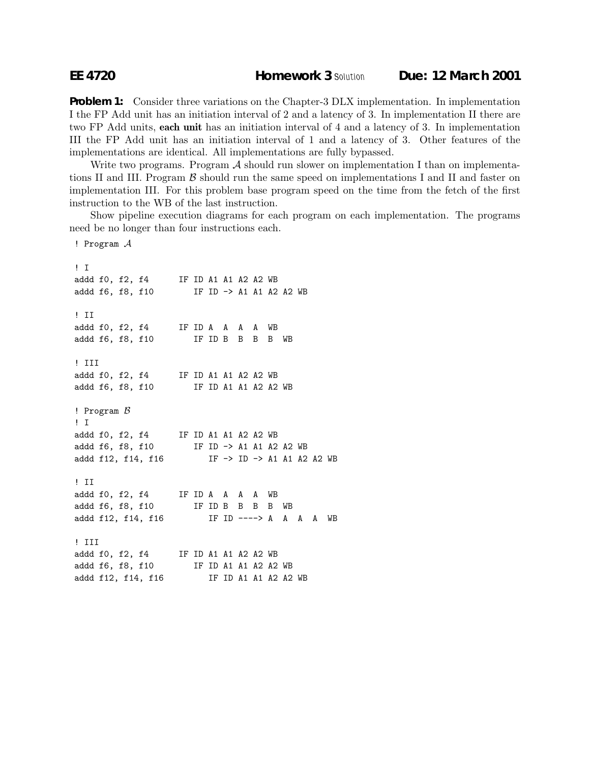**EE 4720** **Homework 3** Solution **Due: 12 March 2001**

**Problem 1:** Consider three variations on the Chapter-3 DLX implementation. In implementation I the FP Add unit has an initiation interval of 2 and a latency of 3. In implementation II there are two FP Add units, **each unit** has an initiation interval of 4 and a latency of 3. In implementation III the FP Add unit has an initiation interval of 1 and a latency of 3. Other features of the implementations are identical. All implementations are fully bypassed.

Write two programs. Program $\mathcal{A}$ should run slower on implementation I than on implementations II and III. Program $\mathcal{B}$ should run the same speed on implementations I and II and faster on implementation III. For this problem base program speed on the time from the fetch of the first instruction to the WB of the last instruction.

Show pipeline execution diagrams for each program on each implementation. The programs need be no longer than four instructions each.

```
! Program A

! I
addd f0, f2, f4      IF ID A1 A1 A2 A2 WB
addd f6, f8, f10        IF ID -> A1 A1 A2 A2 WB

! II
addd f0, f2, f4      IF ID A  A  A  A  WB
addd f6, f8, f10        IF ID B  B  B  B  WB

! III
addd f0, f2, f4      IF ID A1 A1 A2 A2 WB
addd f6, f8, f10        IF ID A1 A1 A2 A2 WB

! Program B
! I
addd f0, f2, f4      IF ID A1 A1 A2 A2 WB
addd f6, f8, f10        IF ID -> A1 A1 A2 A2 WB
addd f12, f14, f16         IF -> ID -> A1 A1 A2 A2 WB

! II
addd f0, f2, f4      IF ID A  A  A  A  WB
addd f6, f8, f10        IF ID B  B  B  B  WB
addd f12, f14, f16         IF ID ----> A  A  A  A  WB

! III
addd f0, f2, f4      IF ID A1 A1 A2 A2 WB
addd f6, f8, f10        IF ID A1 A1 A2 A2 WB
addd f12, f14, f16         IF ID A1 A1 A2 A2 WB
```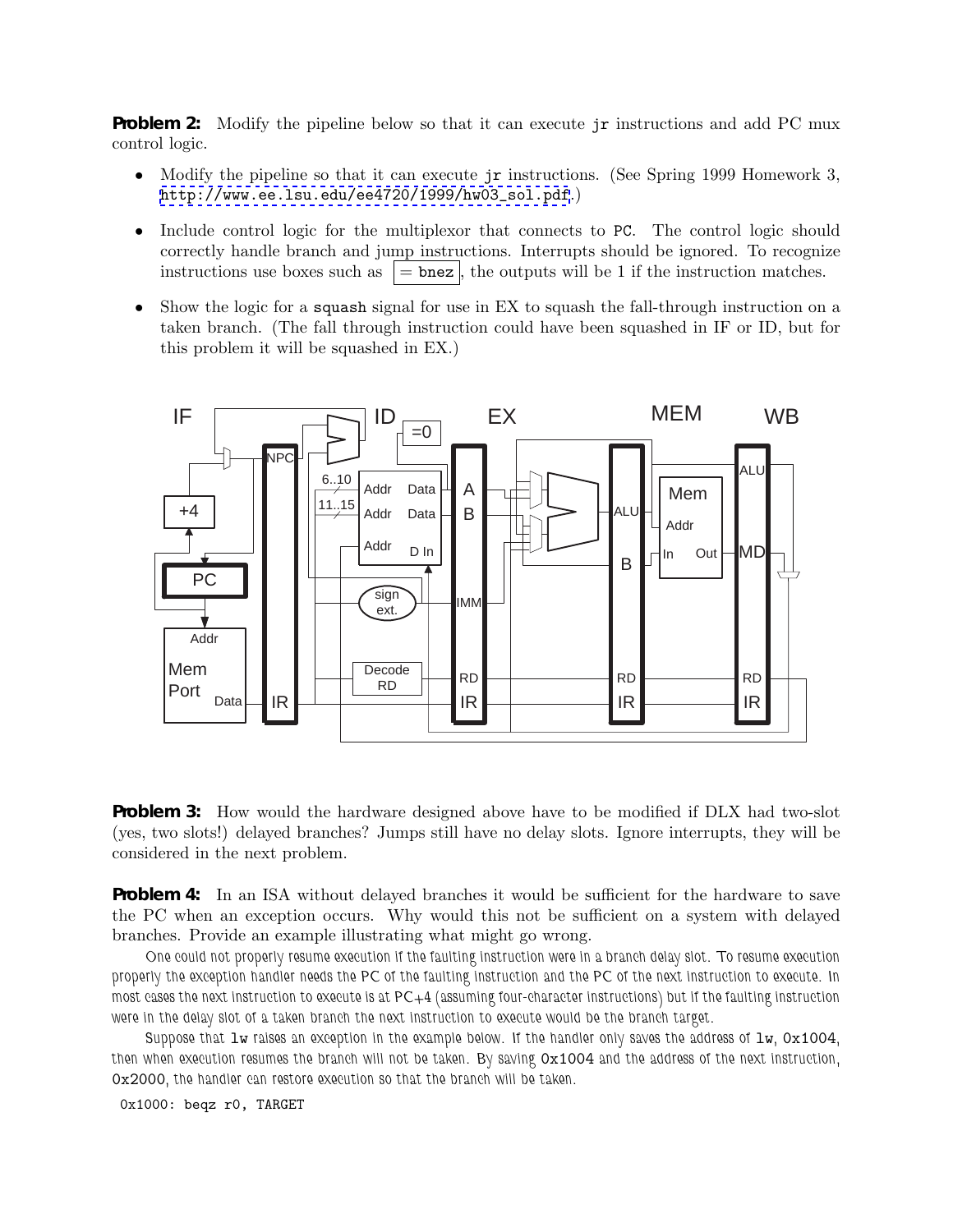**Problem 2:** Modify the pipeline below so that it can execute jr instructions and add PC mux control logic.

- Modify the pipeline so that it can execute jr instructions. (See Spring 1999 Homework 3, http://www.ee.lsu.edu/ee4720/1999/hw03_sol.pdf.)
- Include control logic for the multiplexor that connects to PC. The control logic should correctly handle branch and jump instructions. Interrupts should be ignored. To recognize instructions use boxes such as `= bnez`, the outputs will be 1 if the instruction matches.
- Show the logic for a squash signal for use in EX to squash the fall-through instruction on a taken branch. (The fall through instruction could have been squashed in IF or ID, but for this problem it will be squashed in EX.)

**Problem 3:** How would the hardware designed above have to be modified if DLX had two-slot (yes, two slots!) delayed branches? Jumps still have no delay slots. Ignore interrupts, they will be considered in the next problem.

**Problem 4:** In an ISA without delayed branches it would be sufficient for the hardware to save the PC when an exception occurs. Why would this not be sufficient on a system with delayed branches. Provide an example illustrating what might go wrong.

*One could not properly resume execution if the faulting instruction were in a branch delay slot. To resume execution properly the exception handler needs the PC of the faulting instruction and the PC of the next instruction to execute. In most cases the next instruction to execute is at PC+4 (assuming four-character instructions) but if the faulting instruction were in the delay slot of a taken branch the next instruction to execute would be the branch target.*

*Suppose that* lw *raises an exception in the example below. If the handler only saves the address of* lw*,* 0x1004*, then when execution resumes the branch will not be taken. By saving* 0x1004 *and the address of the next instruction,* 0x2000*, the handler can restore execution so that the branch will be taken.*

```
0x1000: beqz r0, TARGET
```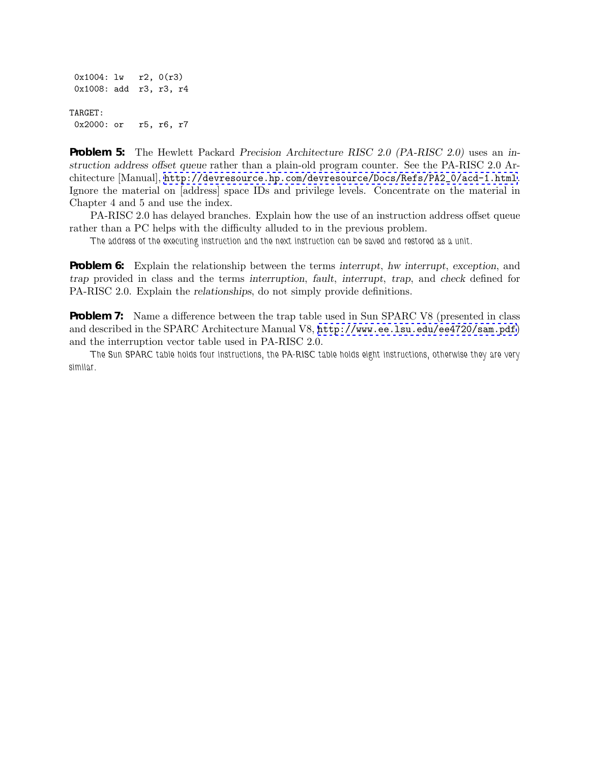```
 0x1004: lw   r2, 0(r3)
 0x1008: add  r3, r3, r4

TARGET:
 0x2000: or   r5, r6, r7
```

**Problem 5:** The Hewlett Packard *Precision Architecture RISC 2.0 (PA-RISC 2.0)* uses an *instruction address offset queue* rather than a plain-old program counter. See the PA-RISC 2.0 Architecture [Manual], http://devresource.hp.com/devresource/Docs/Refs/PA2_0/acd-1.html. Ignore the material on [address] space IDs and privilege levels. Concentrate on the material in Chapter 4 and 5 and use the index.

PA-RISC 2.0 has delayed branches. Explain how the use of an instruction address offset queue rather than a PC helps with the difficulty alluded to in the previous problem.

*The address of the executing instruction and the next instruction can be saved and restored as a unit.*

**Problem 6:** Explain the relationship between the terms *interrupt*, *hw interrupt*, *exception*, and *trap* provided in class and the terms *interruption*, *fault*, *interrupt*, *trap*, and *check* defined for PA-RISC 2.0. Explain the *relationships*, do not simply provide definitions.

**Problem 7:** Name a difference between the trap table used in Sun SPARC V8 (presented in class and described in the SPARC Architecture Manual V8, http://www.ee.lsu.edu/ee4720/sam.pdf) and the interruption vector table used in PA-RISC 2.0.

*The Sun SPARC table holds four instructions, the PA-RISC table holds eight instructions, otherwise they are very similar.*